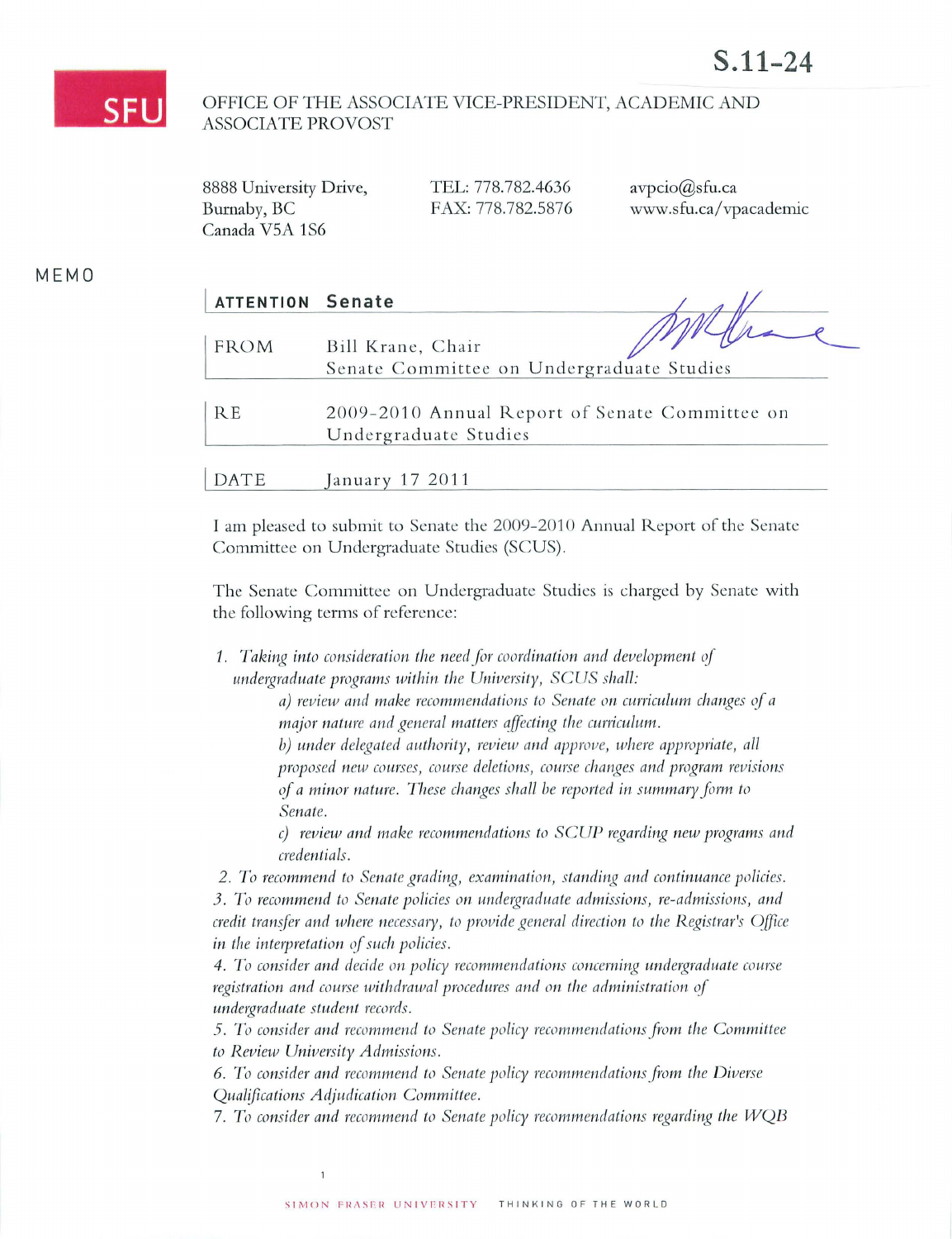S.11-24

SFU

OFFICE OF THE ASSOCIATE VICE-PRESIDENT, ACADEMIC AND ASSOCIATE PROVOST

8888 University Drive,
Burnaby, BC
Canada V5A 1S6

TEL: 778.782.4636
FAX: 778.782.5876

avpcio@sfu.ca
www.sfu.ca/vpacademic

MEMO

| | |
|---|---|
| **ATTENTION** | **Senate** |
| FROM | Bill Krane, Chair<br>Senate Committee on Undergraduate Studies |
| RE | 2009-2010 Annual Report of Senate Committee on Undergraduate Studies |
| DATE | January 17 2011 |

I am pleased to submit to Senate the 2009-2010 Annual Report of the Senate Committee on Undergraduate Studies (SCUS).

The Senate Committee on Undergraduate Studies is charged by Senate with the following terms of reference:

1. *Taking into consideration the need for coordination and development of undergraduate programs within the University, SCUS shall:*
   - *a) review and make recommendations to Senate on curriculum changes of a major nature and general matters affecting the curriculum.*
   - *b) under delegated authority, review and approve, where appropriate, all proposed new courses, course deletions, course changes and program revisions of a minor nature. These changes shall be reported in summary form to Senate.*
   - *c) review and make recommendations to SCUP regarding new programs and credentials.*
2. *To recommend to Senate grading, examination, standing and continuance policies.*
3. *To recommend to Senate policies on undergraduate admissions, re-admissions, and credit transfer and where necessary, to provide general direction to the Registrar's Office in the interpretation of such policies.*
4. *To consider and decide on policy recommendations concerning undergraduate course registration and course withdrawal procedures and on the administration of undergraduate student records.*
5. *To consider and recommend to Senate policy recommendations from the Committee to Review University Admissions.*
6. *To consider and recommend to Senate policy recommendations from the Diverse Qualifications Adjudication Committee.*
7. *To consider and recommend to Senate policy recommendations regarding the WQB*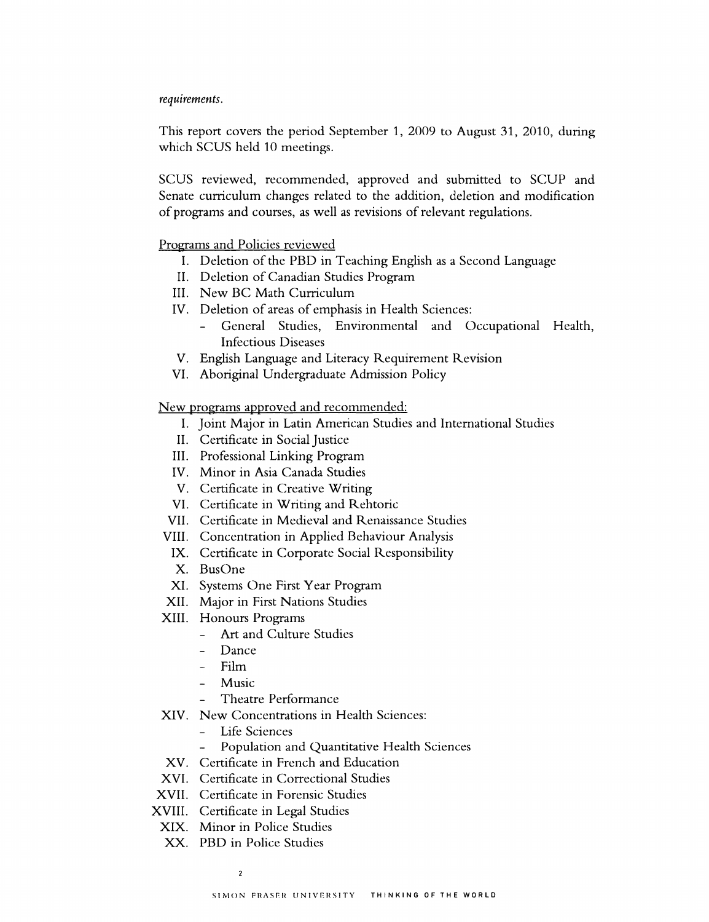*requirements.*

This report covers the period September 1, 2009 to August 31, 2010, during which SCUS held 10 meetings.

SCUS reviewed, recommended, approved and submitted to SCUP and Senate curriculum changes related to the addition, deletion and modification of programs and courses, as well as revisions of relevant regulations.

Programs and Policies reviewed

I. Deletion of the PBD in Teaching English as a Second Language
II. Deletion of Canadian Studies Program
III. New BC Math Curriculum
IV. Deletion of areas of emphasis in Health Sciences:
   - General Studies, Environmental and Occupational Health, Infectious Diseases
V. English Language and Literacy Requirement Revision
VI. Aboriginal Undergraduate Admission Policy

New programs approved and recommended:

I. Joint Major in Latin American Studies and International Studies
II. Certificate in Social Justice
III. Professional Linking Program
IV. Minor in Asia Canada Studies
V. Certificate in Creative Writing
VI. Certificate in Writing and Rehtoric
VII. Certificate in Medieval and Renaissance Studies
VIII. Concentration in Applied Behaviour Analysis
IX. Certificate in Corporate Social Responsibility
X. BusOne
XI. Systems One First Year Program
XII. Major in First Nations Studies
XIII. Honours Programs
   - Art and Culture Studies
   - Dance
   - Film
   - Music
   - Theatre Performance
XIV. New Concentrations in Health Sciences:
   - Life Sciences
   - Population and Quantitative Health Sciences
XV. Certificate in French and Education
XVI. Certificate in Correctional Studies
XVII. Certificate in Forensic Studies
XVIII. Certificate in Legal Studies
XIX. Minor in Police Studies
XX. PBD in Police Studies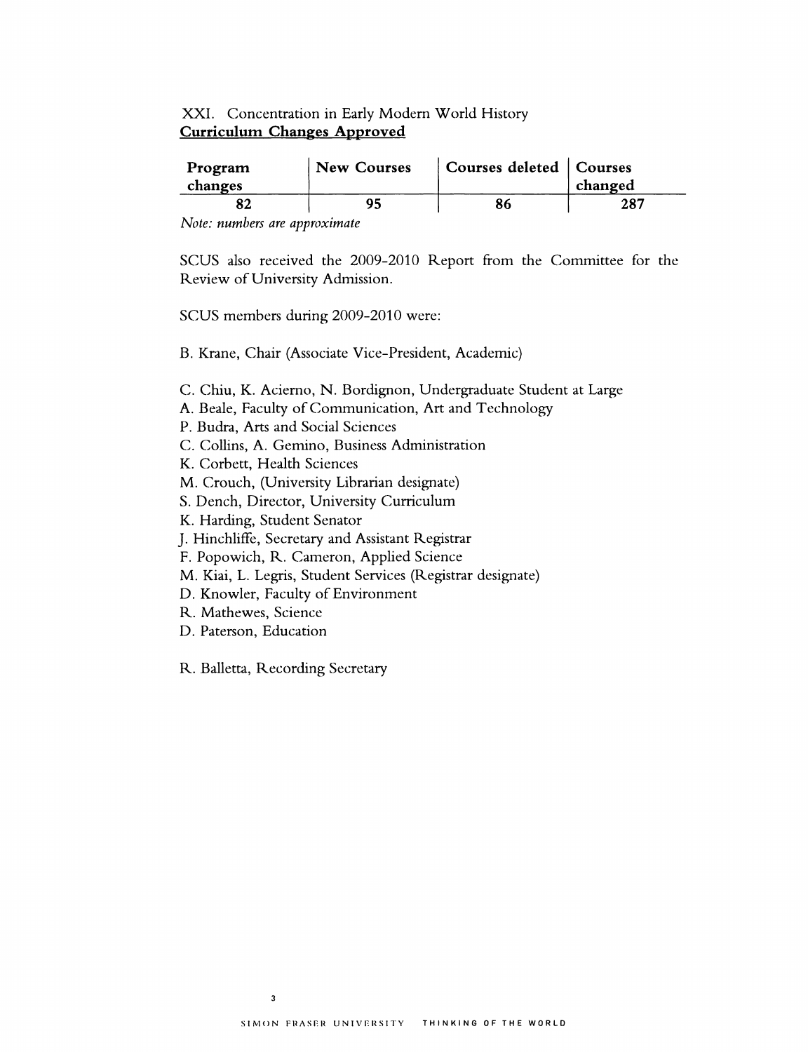XXI. Concentration in Early Modern World History

**Curriculum Changes Approved**

| Program changes | New Courses | Courses deleted | Courses changed |
|---|---|---|---|
| 82 | 95 | 86 | 287 |

*Note: numbers are approximate*

SCUS also received the 2009-2010 Report from the Committee for the Review of University Admission.

SCUS members during 2009-2010 were:

B. Krane, Chair (Associate Vice-President, Academic)

C. Chiu, K. Acierno, N. Bordignon, Undergraduate Student at Large
A. Beale, Faculty of Communication, Art and Technology
P. Budra, Arts and Social Sciences
C. Collins, A. Gemino, Business Administration
K. Corbett, Health Sciences
M. Crouch, (University Librarian designate)
S. Dench, Director, University Curriculum
K. Harding, Student Senator
J. Hinchliffe, Secretary and Assistant Registrar
F. Popowich, R. Cameron, Applied Science
M. Kiai, L. Legris, Student Services (Registrar designate)
D. Knowler, Faculty of Environment
R. Mathewes, Science
D. Paterson, Education

R. Balletta, Recording Secretary